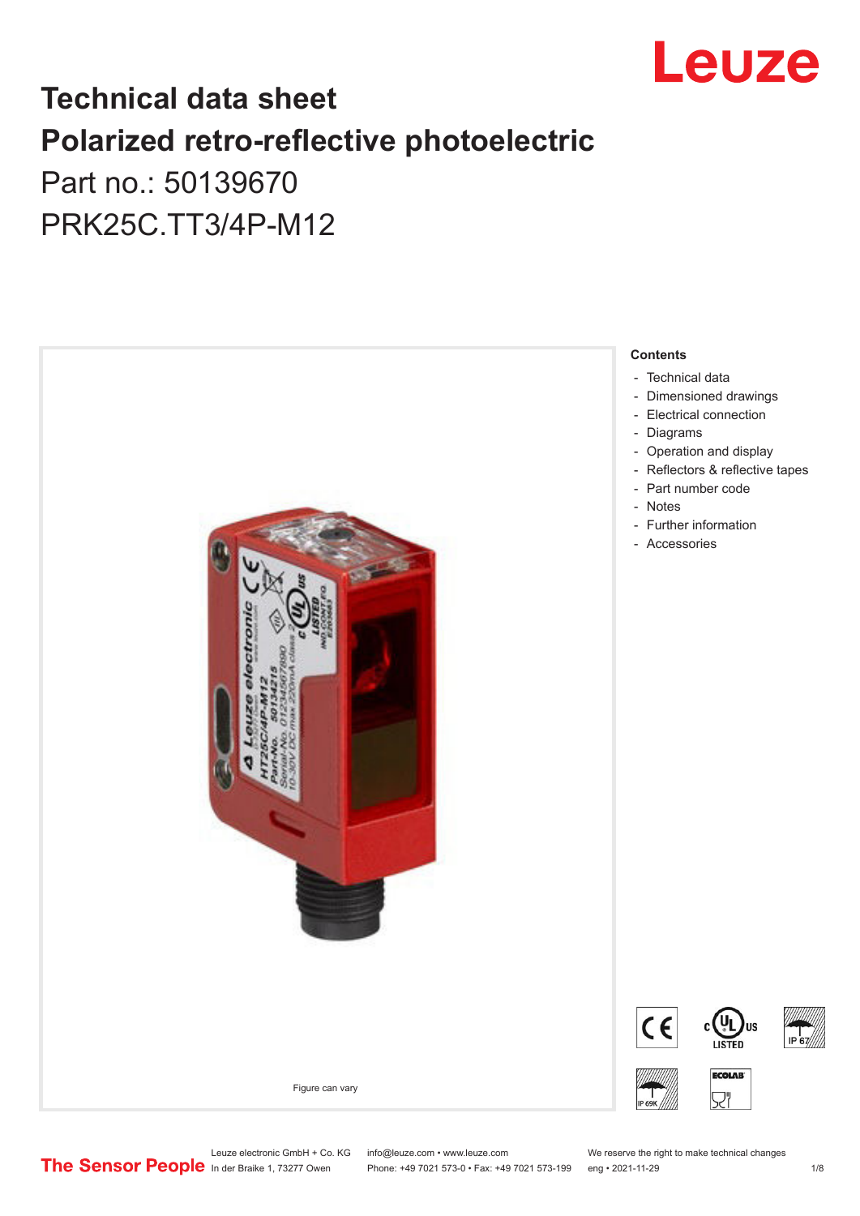# Technical data sheet
# Polarized retro-reflective photoelectric

Part no.: 50139670

PRK25C.TT3/4P-M12

Figure can vary

**Contents**

- Technical data
- Dimensioned drawings
- Electrical connection
- Diagrams
- Operation and display
- Reflectors & reflective tapes
- Part number code
- Notes
- Further information
- Accessories

Leuze electronic GmbH + Co. KG
In der Braike 1, 73277 Owen

info@leuze.com • www.leuze.com
Phone: +49 7021 573-0 • Fax: +49 7021 573-199

We reserve the right to make technical changes
eng • 2021-11-29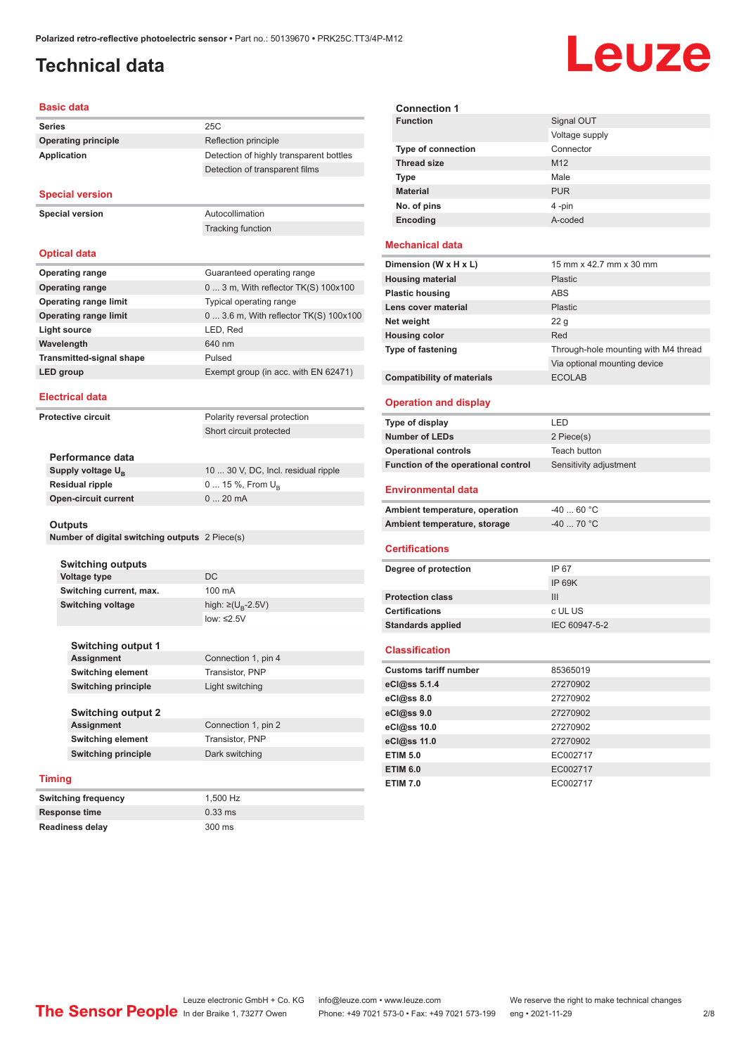Polarized retro-reflective photoelectric sensor • Part no.: 50139670 • PRK25C.TT3/4P-M12

# Technical data

## Basic data

| | |
|---|---|
| Series | 25C |
| Operating principle | Reflection principle |
| Application | Detection of highly transparent bottles |
| | Detection of transparent films |

## Special version

| | |
|---|---|
| Special version | Autocollimation |
| | Tracking function |

## Optical data

| | |
|---|---|
| Operating range | Guaranteed operating range |
| Operating range | 0 ... 3 m, With reflector TK(S) 100x100 |
| Operating range limit | Typical operating range |
| Operating range limit | 0 ... 3.6 m, With reflector TK(S) 100x100 |
| Light source | LED, Red |
| Wavelength | 640 nm |
| Transmitted-signal shape | Pulsed |
| LED group | Exempt group (in acc. with EN 62471) |

## Electrical data

| | |
|---|---|
| Protective circuit | Polarity reversal protection |
| | Short circuit protected |

### Performance data

| | |
|---|---|
| Supply voltage $U_B$ | 10 ... 30 V, DC, Incl. residual ripple |
| Residual ripple | 0 ... 15 %, From $U_B$ |
| Open-circuit current | 0 ... 20 mA |

### Outputs

| | |
|---|---|
| Number of digital switching outputs | 2 Piece(s) |

#### Switching outputs

| | |
|---|---|
| Voltage type | DC |
| Switching current, max. | 100 mA |
| Switching voltage | high: ≥($U_B$-2.5V) |
| | low: ≤2.5V |

#### Switching output 1

| | |
|---|---|
| Assignment | Connection 1, pin 4 |
| Switching element | Transistor, PNP |
| Switching principle | Light switching |

#### Switching output 2

| | |
|---|---|
| Assignment | Connection 1, pin 2 |
| Switching element | Transistor, PNP |
| Switching principle | Dark switching |

## Timing

| | |
|---|---|
| Switching frequency | 1,500 Hz |
| Response time | 0.33 ms |
| Readiness delay | 300 ms |

### Connection 1

| | |
|---|---|
| Function | Signal OUT |
| | Voltage supply |
| Type of connection | Connector |
| Thread size | M12 |
| Type | Male |
| Material | PUR |
| No. of pins | 4 -pin |
| Encoding | A-coded |

## Mechanical data

| | |
|---|---|
| Dimension (W x H x L) | 15 mm x 42.7 mm x 30 mm |
| Housing material | Plastic |
| Plastic housing | ABS |
| Lens cover material | Plastic |
| Net weight | 22 g |
| Housing color | Red |
| Type of fastening | Through-hole mounting with M4 thread |
| | Via optional mounting device |
| Compatibility of materials | ECOLAB |

## Operation and display

| | |
|---|---|
| Type of display | LED |
| Number of LEDs | 2 Piece(s) |
| Operational controls | Teach button |
| Function of the operational control | Sensitivity adjustment |

## Environmental data

| | |
|---|---|
| Ambient temperature, operation | -40 ... 60 °C |
| Ambient temperature, storage | -40 ... 70 °C |

## Certifications

| | |
|---|---|
| Degree of protection | IP 67 |
| | IP 69K |
| Protection class | III |
| Certifications | c UL US |
| Standards applied | IEC 60947-5-2 |

## Classification

| | |
|---|---|
| Customs tariff number | 85365019 |
| eCl@ss 5.1.4 | 27270902 |
| eCl@ss 8.0 | 27270902 |
| eCl@ss 9.0 | 27270902 |
| eCl@ss 10.0 | 27270902 |
| eCl@ss 11.0 | 27270902 |
| ETIM 5.0 | EC002717 |
| ETIM 6.0 | EC002717 |
| ETIM 7.0 | EC002717 |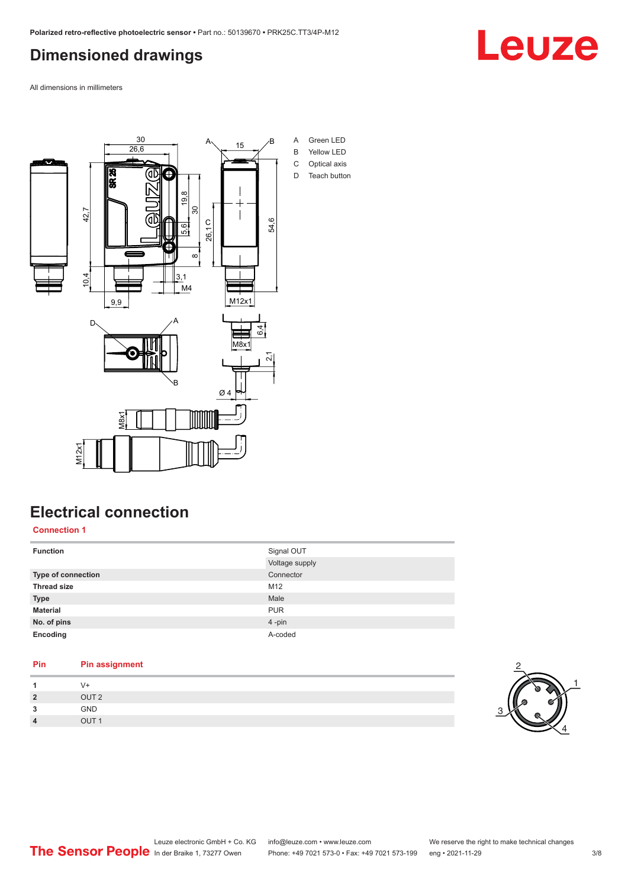# Dimensioned drawings

All dimensions in millimeters

A Green LED
B Yellow LED
C Optical axis
D Teach button

# Electrical connection

## Connection 1

| Function | Signal OUT |
|---|---|
| | Voltage supply |
| Type of connection | Connector |
| Thread size | M12 |
| Type | Male |
| Material | PUR |
| No. of pins | 4 -pin |
| Encoding | A-coded |

| Pin | Pin assignment |
|---|---|
| 1 | V+ |
| 2 | OUT 2 |
| 3 | GND |
| 4 | OUT 1 |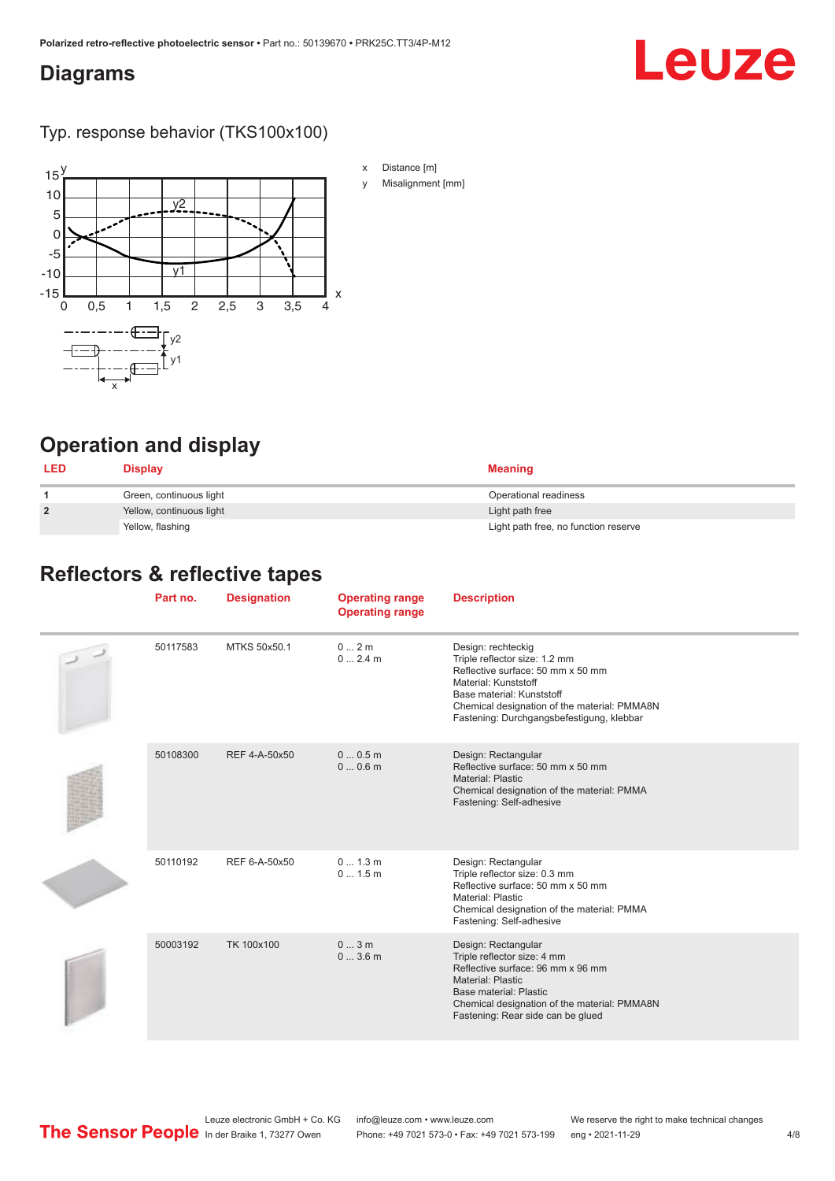## Diagrams

### Typ. response behavior (TKS100x100)

x Distance [m]

y Misalignment [mm]

## Operation and display

| LED | Display | Meaning |
|---|---|---|
| 1 | Green, continuous light | Operational readiness |
| 2 | Yellow, continuous light | Light path free |
| | Yellow, flashing | Light path free, no function reserve |

## Reflectors & reflective tapes

| | Part no. | Designation | Operating range<br>Operating range | Description |
|---|---|---|---|---|
| | 50117583 | MTKS 50x50.1 | 0 ... 2 m<br>0 ... 2.4 m | Design: rechteckig<br>Triple reflector size: 1.2 mm<br>Reflective surface: 50 mm x 50 mm<br>Material: Kunststoff<br>Base material: Kunststoff<br>Chemical designation of the material: PMMA8N<br>Fastening: Durchgangsbefestigung, klebbar |
| | 50108300 | REF 4-A-50x50 | 0 ... 0.5 m<br>0 ... 0.6 m | Design: Rectangular<br>Reflective surface: 50 mm x 50 mm<br>Material: Plastic<br>Chemical designation of the material: PMMA<br>Fastening: Self-adhesive |
| | 50110192 | REF 6-A-50x50 | 0 ... 1.3 m<br>0 ... 1.5 m | Design: Rectangular<br>Triple reflector size: 0.3 mm<br>Reflective surface: 50 mm x 50 mm<br>Material: Plastic<br>Chemical designation of the material: PMMA<br>Fastening: Self-adhesive |
| | 50003192 | TK 100x100 | 0 ... 3 m<br>0 ... 3.6 m | Design: Rectangular<br>Triple reflector size: 4 mm<br>Reflective surface: 96 mm x 96 mm<br>Material: Plastic<br>Base material: Plastic<br>Chemical designation of the material: PMMA8N<br>Fastening: Rear side can be glued |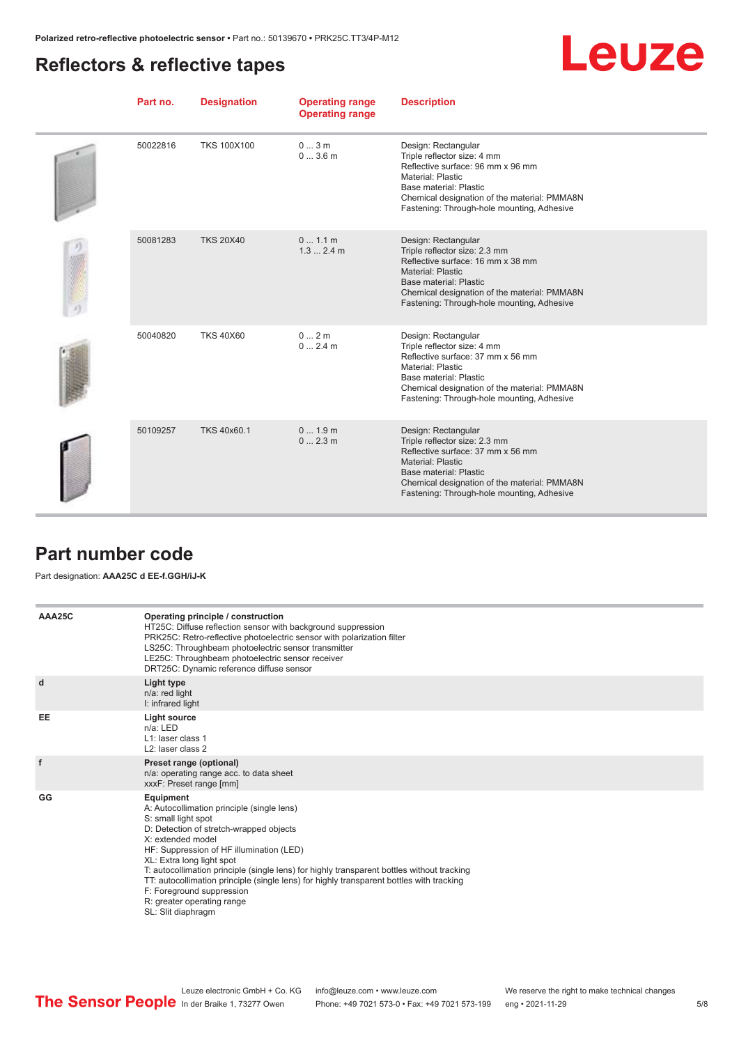## Reflectors & reflective tapes

| Part no. | Designation | Operating range<br>Operating range | Description |
|---|---|---|---|
| 50022816 | TKS 100X100 | 0 ... 3 m<br>0 ... 3.6 m | Design: Rectangular<br>Triple reflector size: 4 mm<br>Reflective surface: 96 mm x 96 mm<br>Material: Plastic<br>Base material: Plastic<br>Chemical designation of the material: PMMA8N<br>Fastening: Through-hole mounting, Adhesive |
| 50081283 | TKS 20X40 | 0 ... 1.1 m<br>1.3 ... 2.4 m | Design: Rectangular<br>Triple reflector size: 2.3 mm<br>Reflective surface: 16 mm x 38 mm<br>Material: Plastic<br>Base material: Plastic<br>Chemical designation of the material: PMMA8N<br>Fastening: Through-hole mounting, Adhesive |
| 50040820 | TKS 40X60 | 0 ... 2 m<br>0 ... 2.4 m | Design: Rectangular<br>Triple reflector size: 4 mm<br>Reflective surface: 37 mm x 56 mm<br>Material: Plastic<br>Base material: Plastic<br>Chemical designation of the material: PMMA8N<br>Fastening: Through-hole mounting, Adhesive |
| 50109257 | TKS 40x60.1 | 0 ... 1.9 m<br>0 ... 2.3 m | Design: Rectangular<br>Triple reflector size: 2.3 mm<br>Reflective surface: 37 mm x 56 mm<br>Material: Plastic<br>Base material: Plastic<br>Chemical designation of the material: PMMA8N<br>Fastening: Through-hole mounting, Adhesive |

## Part number code

Part designation: **AAA25C d EE-f.GGH/iJ-K**

| | |
|---|---|
| **AAA25C** | **Operating principle / construction**<br>HT25C: Diffuse reflection sensor with background suppression<br>PRK25C: Retro-reflective photoelectric sensor with polarization filter<br>LS25C: Throughbeam photoelectric sensor transmitter<br>LE25C: Throughbeam photoelectric sensor receiver<br>DRT25C: Dynamic reference diffuse sensor |
| **d** | **Light type**<br>n/a: red light<br>I: infrared light |
| **EE** | **Light source**<br>n/a: LED<br>L1: laser class 1<br>L2: laser class 2 |
| **f** | **Preset range (optional)**<br>n/a: operating range acc. to data sheet<br>xxxF: Preset range [mm] |
| **GG** | **Equipment**<br>A: Autocollimation principle (single lens)<br>S: small light spot<br>D: Detection of stretch-wrapped objects<br>X: extended model<br>HF: Suppression of HF illumination (LED)<br>XL: Extra long light spot<br>T: autocollimation principle (single lens) for highly transparent bottles without tracking<br>TT: autocollimation principle (single lens) for highly transparent bottles with tracking<br>F: Foreground suppression<br>R: greater operating range<br>SL: Slit diaphragm |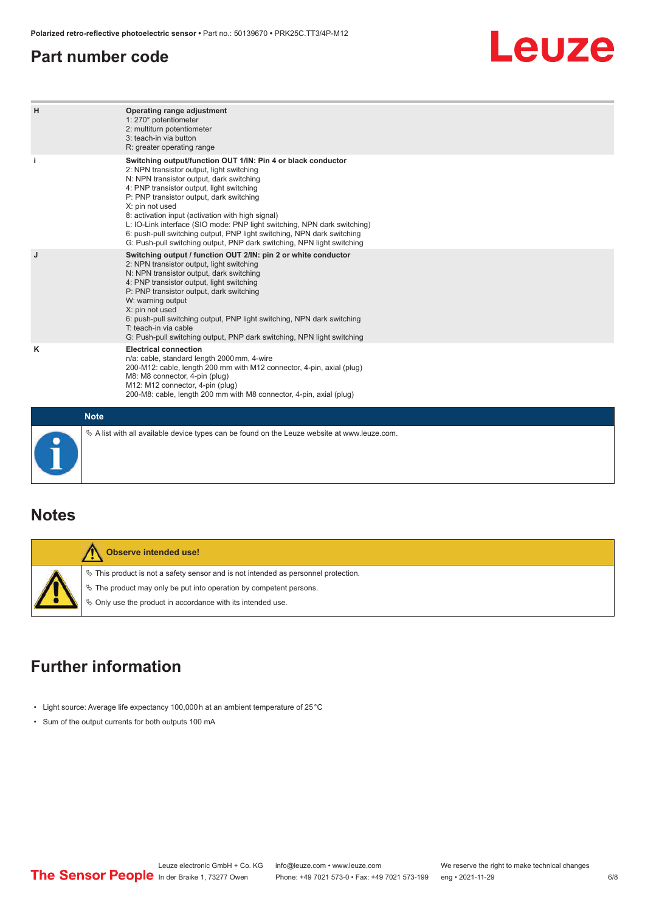## Part number code

| | |
|---|---|
| H | **Operating range adjustment**<br>1: 270° potentiometer<br>2: multiturn potentiometer<br>3: teach-in via button<br>R: greater operating range |
| i | **Switching output/function OUT 1/IN: Pin 4 or black conductor**<br>2: NPN transistor output, light switching<br>N: NPN transistor output, dark switching<br>4: PNP transistor output, light switching<br>P: PNP transistor output, dark switching<br>X: pin not used<br>8: activation input (activation with high signal)<br>L: IO-Link interface (SIO mode: PNP light switching, NPN dark switching)<br>6: push-pull switching output, PNP light switching, NPN dark switching<br>G: Push-pull switching output, PNP dark switching, NPN light switching |
| J | **Switching output / function OUT 2/IN: pin 2 or white conductor**<br>2: NPN transistor output, light switching<br>N: NPN transistor output, dark switching<br>4: PNP transistor output, light switching<br>P: PNP transistor output, dark switching<br>W: warning output<br>X: pin not used<br>6: push-pull switching output, PNP light switching, NPN dark switching<br>T: teach-in via cable<br>G: Push-pull switching output, PNP dark switching, NPN light switching |
| K | **Electrical connection**<br>n/a: cable, standard length 2000 mm, 4-wire<br>200-M12: cable, length 200 mm with M12 connector, 4-pin, axial (plug)<br>M8: M8 connector, 4-pin (plug)<br>M12: M12 connector, 4-pin (plug)<br>200-M8: cable, length 200 mm with M8 connector, 4-pin, axial (plug) |

**Note**

⇘ A list with all available device types can be found on the Leuze website at www.leuze.com.

## Notes

**Observe intended use!**

⇘ This product is not a safety sensor and is not intended as personnel protection.

⇘ The product may only be put into operation by competent persons.

⇘ Only use the product in accordance with its intended use.

## Further information

- Light source: Average life expectancy 100,000 h at an ambient temperature of 25 °C
- Sum of the output currents for both outputs 100 mA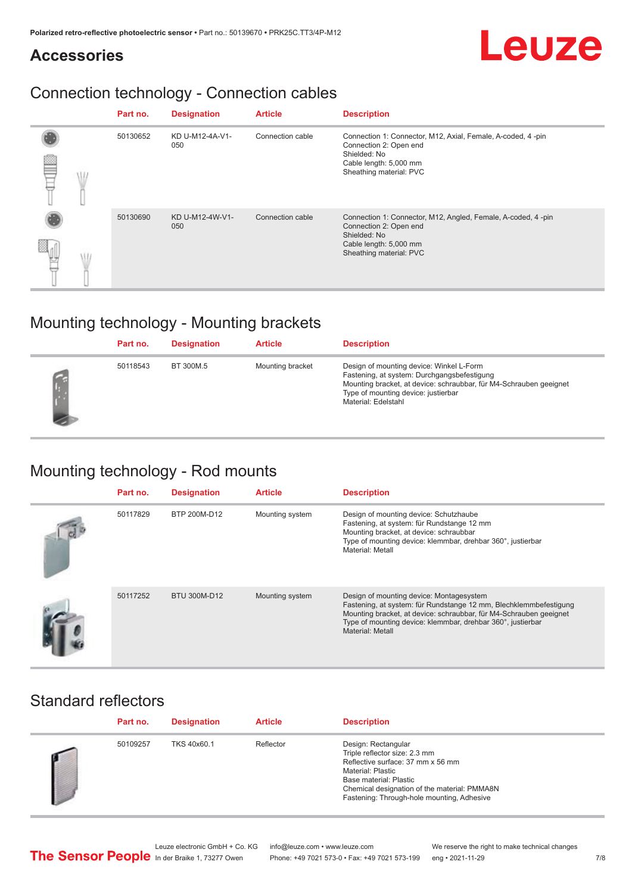## Accessories

# Connection technology - Connection cables

| Part no. | Designation | Article | Description |
|---|---|---|---|
| 50130652 | KD U-M12-4A-V1-050 | Connection cable | Connection 1: Connector, M12, Axial, Female, A-coded, 4 -pin<br>Connection 2: Open end<br>Shielded: No<br>Cable length: 5,000 mm<br>Sheathing material: PVC |
| 50130690 | KD U-M12-4W-V1-050 | Connection cable | Connection 1: Connector, M12, Angled, Female, A-coded, 4 -pin<br>Connection 2: Open end<br>Shielded: No<br>Cable length: 5,000 mm<br>Sheathing material: PVC |

# Mounting technology - Mounting brackets

| Part no. | Designation | Article | Description |
|---|---|---|---|
| 50118543 | BT 300M.5 | Mounting bracket | Design of mounting device: Winkel L-Form<br>Fastening, at system: Durchgangsbefestigung<br>Mounting bracket, at device: schraubbar, für M4-Schrauben geeignet<br>Type of mounting device: justierbar<br>Material: Edelstahl |

# Mounting technology - Rod mounts

| Part no. | Designation | Article | Description |
|---|---|---|---|
| 50117829 | BTP 200M-D12 | Mounting system | Design of mounting device: Schutzhaube<br>Fastening, at system: für Rundstange 12 mm<br>Mounting bracket, at device: schraubbar<br>Type of mounting device: klemmbar, drehbar 360°, justierbar<br>Material: Metall |
| 50117252 | BTU 300M-D12 | Mounting system | Design of mounting device: Montagesystem<br>Fastening, at system: für Rundstange 12 mm, Blechklemmbefestigung<br>Mounting bracket, at device: schraubbar, für M4-Schrauben geeignet<br>Type of mounting device: klemmbar, drehbar 360°, justierbar<br>Material: Metall |

# Standard reflectors

| Part no. | Designation | Article | Description |
|---|---|---|---|
| 50109257 | TKS 40x60.1 | Reflector | Design: Rectangular<br>Triple reflector size: 2.3 mm<br>Reflective surface: 37 mm x 56 mm<br>Material: Plastic<br>Base material: Plastic<br>Chemical designation of the material: PMMA8N<br>Fastening: Through-hole mounting, Adhesive |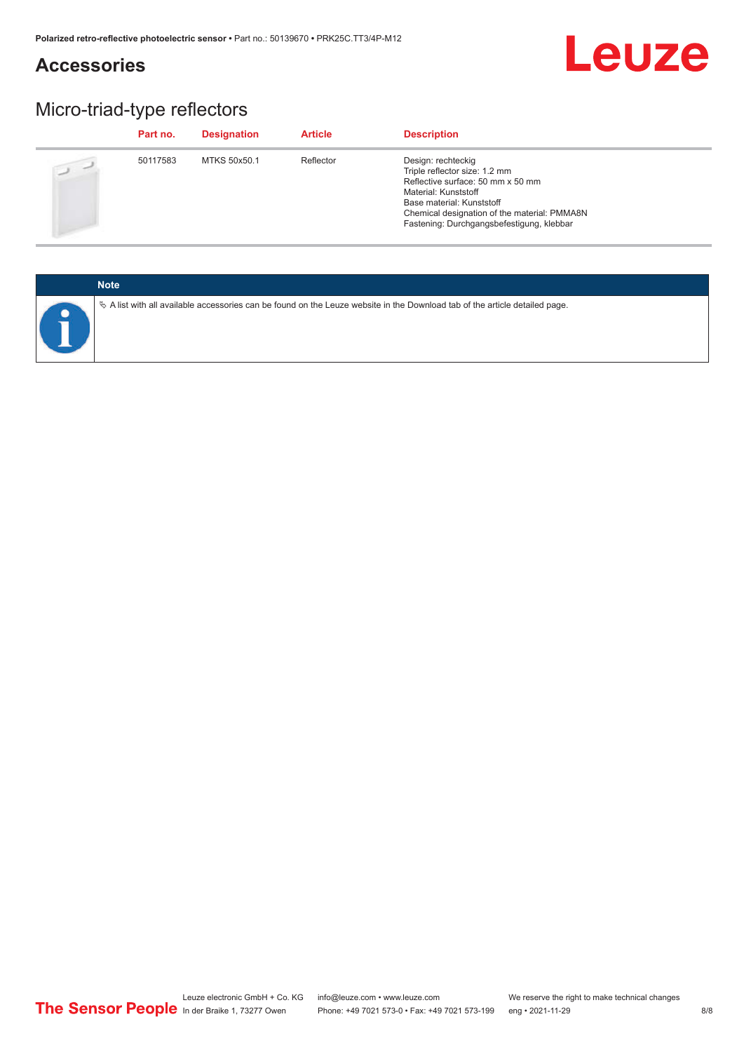## Accessories

# Micro-triad-type reflectors

| | Part no. | Designation | Article | Description |
|---|---|---|---|---|
| | 50117583 | MTKS 50x50.1 | Reflector | Design: rechteckig<br>Triple reflector size: 1.2 mm<br>Reflective surface: 50 mm x 50 mm<br>Material: Kunststoff<br>Base material: Kunststoff<br>Chemical designation of the material: PMMA8N<br>Fastening: Durchgangsbefestigung, klebbar |

**Note**

↬ A list with all available accessories can be found on the Leuze website in the Download tab of the article detailed page.